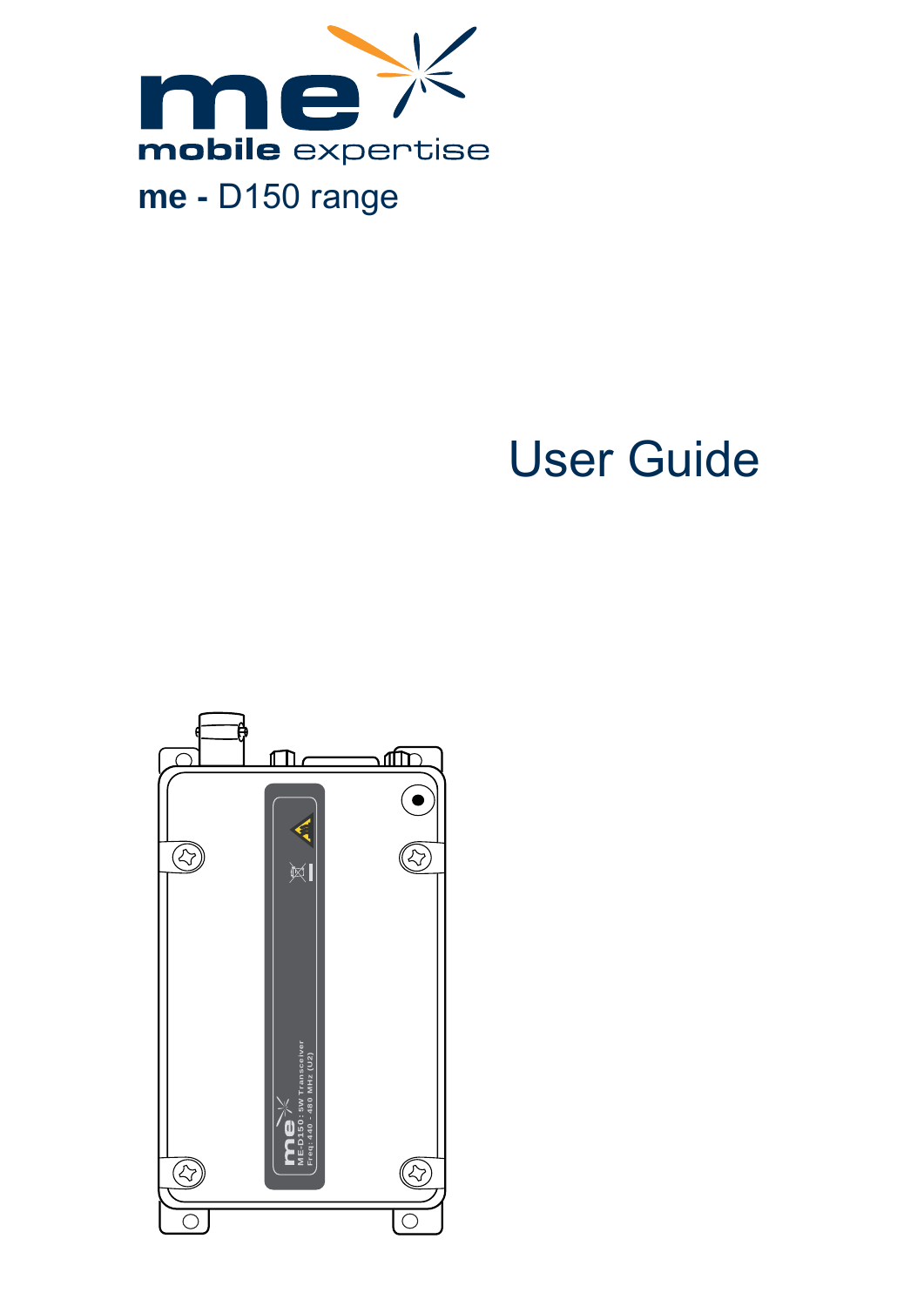me mobile expertise

# me - D150 range

# User Guide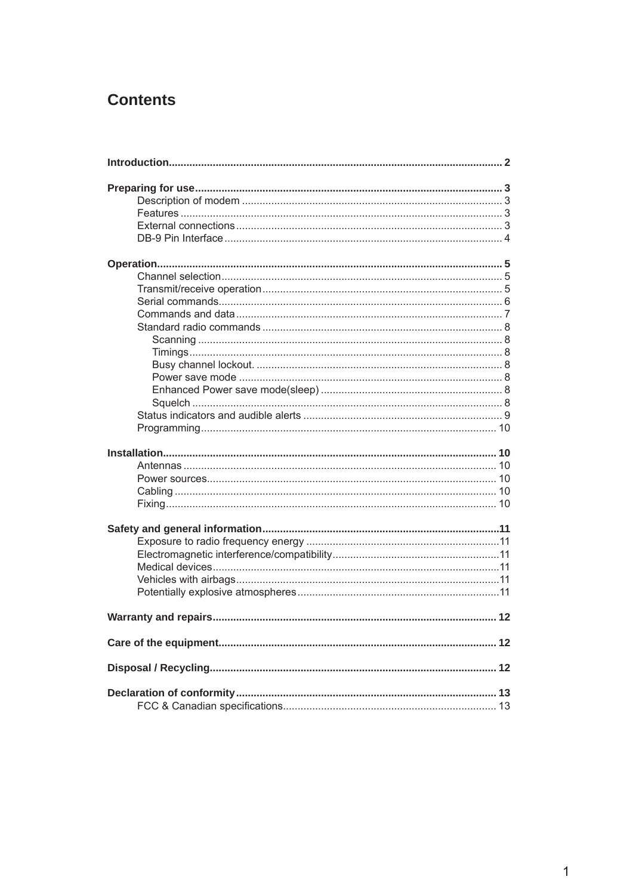# Contents

**Introduction** .......... **2**

**Preparing for use** .......... **3**
- Description of modem .......... 3
- Features .......... 3
- External connections .......... 3
- DB-9 Pin Interface .......... 4

**Operation** .......... **5**
- Channel selection .......... 5
- Transmit/receive operation .......... 5
- Serial commands .......... 6
- Commands and data .......... 7
- Standard radio commands .......... 8
  - Scanning .......... 8
  - Timings .......... 8
  - Busy channel lockout. .......... 8
  - Power save mode .......... 8
  - Enhanced Power save mode(sleep) .......... 8
  - Squelch .......... 8
- Status indicators and audible alerts .......... 9
- Programming .......... 10

**Installation** .......... **10**
- Antennas .......... 10
- Power sources .......... 10
- Cabling .......... 10
- Fixing .......... 10

**Safety and general information** .......... **11**
- Exposure to radio frequency energy .......... 11
- Electromagnetic interference/compatibility .......... 11
- Medical devices .......... 11
- Vehicles with airbags .......... 11
- Potentially explosive atmospheres .......... 11

**Warranty and repairs** .......... **12**

**Care of the equipment** .......... **12**

**Disposal / Recycling** .......... **12**

**Declaration of conformity** .......... **13**
- FCC & Canadian specifications .......... 13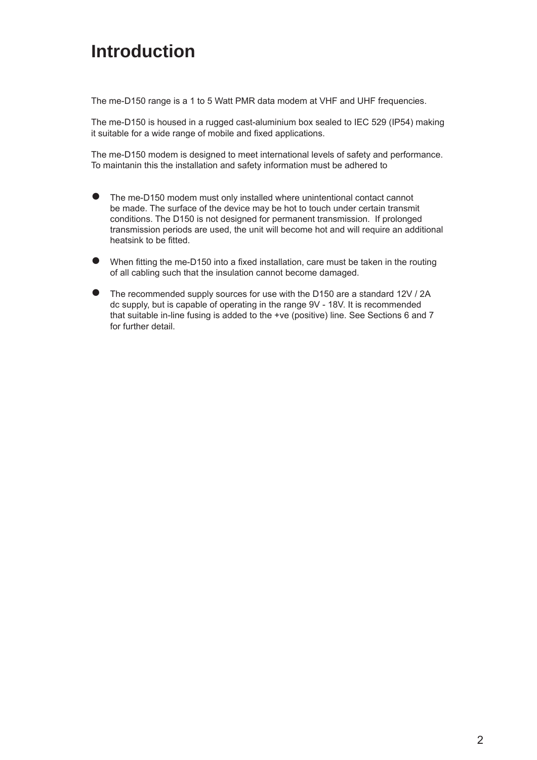# Introduction

The me-D150 range is a 1 to 5 Watt PMR data modem at VHF and UHF frequencies.

The me-D150 is housed in a rugged cast-aluminium box sealed to IEC 529 (IP54) making it suitable for a wide range of mobile and fixed applications.

The me-D150 modem is designed to meet international levels of safety and performance. To maintanin this the installation and safety information must be adhered to

- The me-D150 modem must only installed where unintentional contact cannot be made. The surface of the device may be hot to touch under certain transmit conditions. The D150 is not designed for permanent transmission. If prolonged transmission periods are used, the unit will become hot and will require an additional heatsink to be fitted.

- When fitting the me-D150 into a fixed installation, care must be taken in the routing of all cabling such that the insulation cannot become damaged.

- The recommended supply sources for use with the D150 are a standard 12V / 2A dc supply, but is capable of operating in the range 9V - 18V. It is recommended that suitable in-line fusing is added to the +ve (positive) line. See Sections 6 and 7 for further detail.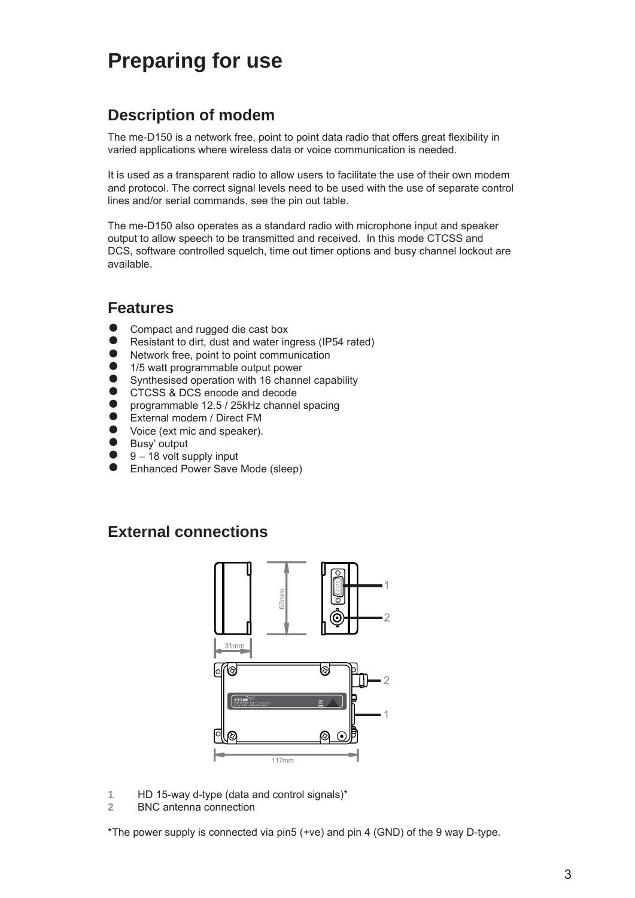# Preparing for use

## Description of modem

The me-D150 is a network free, point to point data radio that offers great flexibility in varied applications where wireless data or voice communication is needed.

It is used as a transparent radio to allow users to facilitate the use of their own modem and protocol. The correct signal levels need to be used with the use of separate control lines and/or serial commands, see the pin out table.

The me-D150 also operates as a standard radio with microphone input and speaker output to allow speech to be transmitted and received. In this mode CTCSS and DCS, software controlled squelch, time out timer options and busy channel lockout are available.

## Features

- Compact and rugged die cast box
- Resistant to dirt, dust and water ingress (IP54 rated)
- Network free, point to point communication
- 1/5 watt programmable output power
- Synthesised operation with 16 channel capability
- CTCSS & DCS encode and decode
- programmable 12.5 / 25kHz channel spacing
- External modem / Direct FM
- Voice (ext mic and speaker).
- Busy' output
- 9 – 18 volt supply input
- Enhanced Power Save Mode (sleep)

## External connections

**1** HD 15-way d-type (data and control signals)*
**2** BNC antenna connection

*The power supply is connected via pin5 (+ve) and pin 4 (GND) of the 9 way D-type.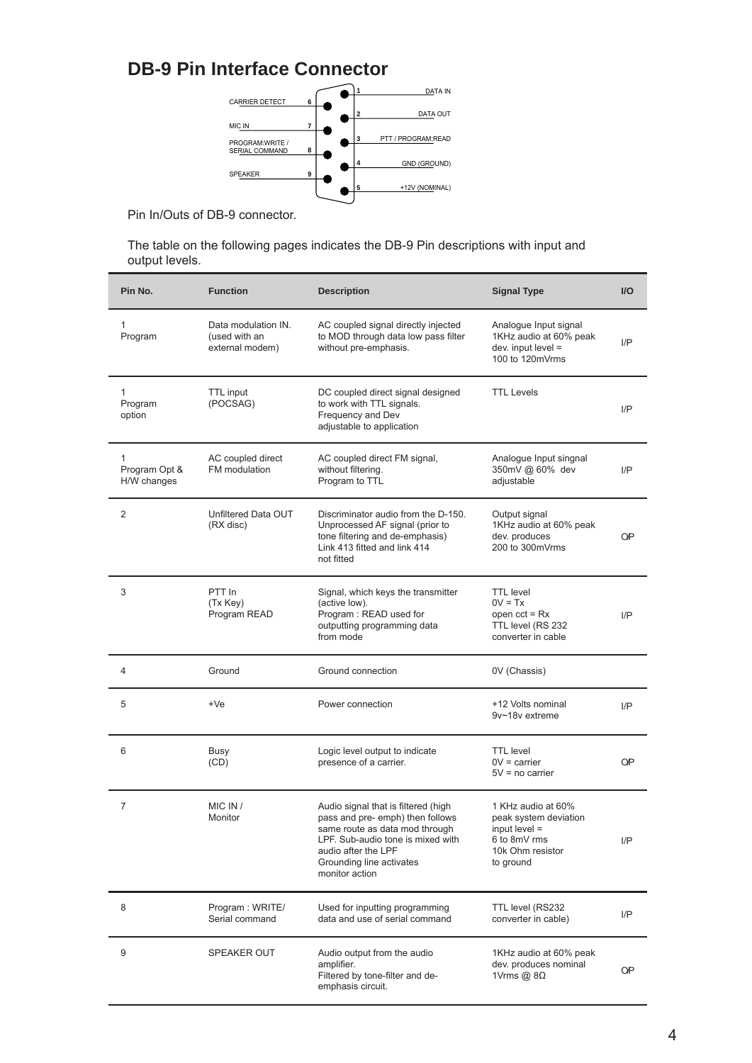# DB-9 Pin Interface Connector

CARRIER DETECT 6
MIC IN 7
PROGRAM:WRITE / SERIAL COMMAND 8
SPEAKER 9
1 DATA IN
2 DATA OUT
3 PTT / PROGRAM:READ
4 GND (GROUND)
5 +12V (NOMINAL)

Pin In/Outs of DB-9 connector.

The table on the following pages indicates the DB-9 Pin descriptions with input and output levels.

| Pin No. | Function | Description | Signal Type | I/O |
|---|---|---|---|---|
| 1<br>Program | Data modulation IN. (used with an external modem) | AC coupled signal directly injected to MOD through data low pass filter without pre-emphasis. | Analogue Input signal 1KHz audio at 60% peak dev. input level = 100 to 120mVrms | I/P |
| 1<br>Program option | TTL input (POCSAG) | DC coupled direct signal designed to work with TTL signals.<br>Frequency and Dev adjustable to application | TTL Levels | I/P |
| 1<br>Program Opt & H/W changes | AC coupled direct FM modulation | AC coupled direct FM signal, without filtering.<br>Program to TTL | Analogue Input singnal 350mV @ 60% dev adjustable | I/P |
| 2 | Unfiltered Data OUT (RX disc) | Discriminator audio from the D-150. Unprocessed AF signal (prior to tone filtering and de-emphasis) Link 413 fitted and link 414 not fitted | Output signal 1KHz audio at 60% peak dev. produces 200 to 300mVrms | O/P |
| 3 | PTT In (Tx Key)<br>Program READ | Signal, which keys the transmitter (active low).<br>Program : READ used for outputting programming data from mode | TTL level<br>0V = Tx<br>open cct = Rx<br>TTL level (RS 232 converter in cable | I/P |
| 4 | Ground | Ground connection | 0V (Chassis) | |
| 5 | +Ve | Power connection | +12 Volts nominal<br>9v~18v extreme | I/P |
| 6 | Busy (CD) | Logic level output to indicate presence of a carrier. | TTL level<br>0V = carrier<br>5V = no carrier | O/P |
| 7 | MIC IN / Monitor | Audio signal that is filtered (high pass and pre- emph) then follows same route as data mod through LPF. Sub-audio tone is mixed with audio after the LPF<br>Grounding line activates monitor action | 1 KHz audio at 60% peak system deviation input level = 6 to 8mV rms<br>10k Ohm resistor to ground | I/P |
| 8 | Program : WRITE/ Serial command | Used for inputting programming data and use of serial command | TTL level (RS232 converter in cable) | I/P |
| 9 | SPEAKER OUT | Audio output from the audio amplifier.<br>Filtered by tone-filter and de-emphasis circuit. | 1KHz audio at 60% peak dev. produces nominal 1Vrms @ 8Ω | O/P |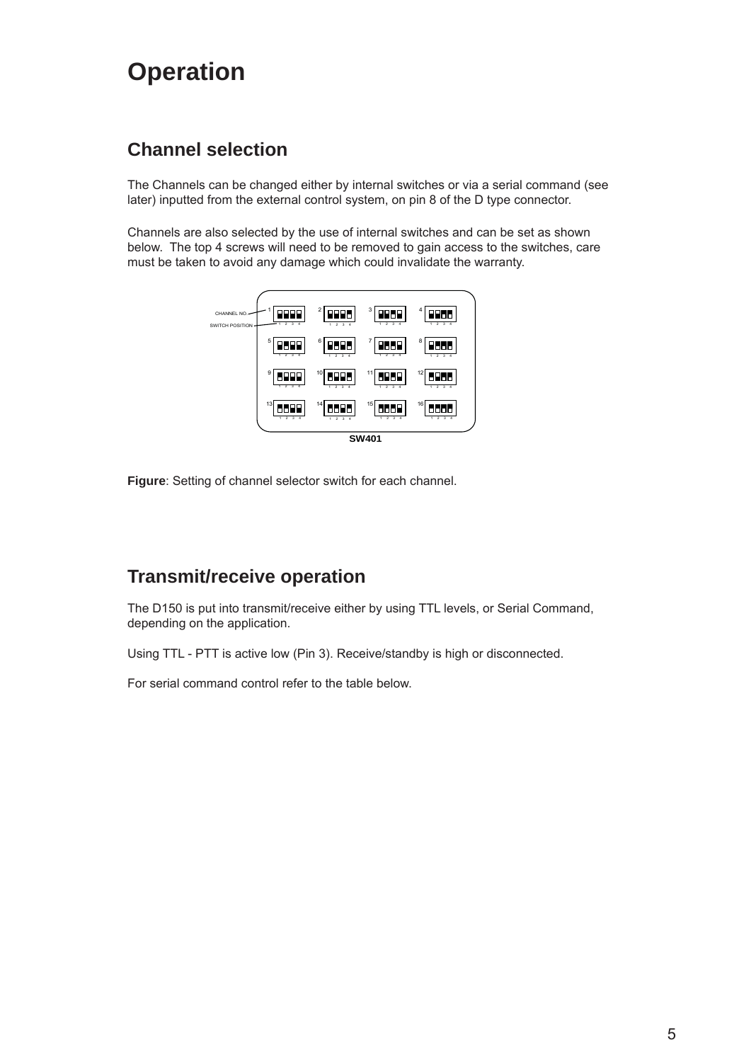# Operation

## Channel selection

The Channels can be changed either by internal switches or via a serial command (see later) inputted from the external control system, on pin 8 of the D type connector.

Channels are also selected by the use of internal switches and can be set as shown below. The top 4 screws will need to be removed to gain access to the switches, care must be taken to avoid any damage which could invalidate the warranty.

CHANNEL NO.

SWITCH POSITION

SW401

**Figure**: Setting of channel selector switch for each channel.

## Transmit/receive operation

The D150 is put into transmit/receive either by using TTL levels, or Serial Command, depending on the application.

Using TTL - PTT is active low (Pin 3). Receive/standby is high or disconnected.

For serial command control refer to the table below.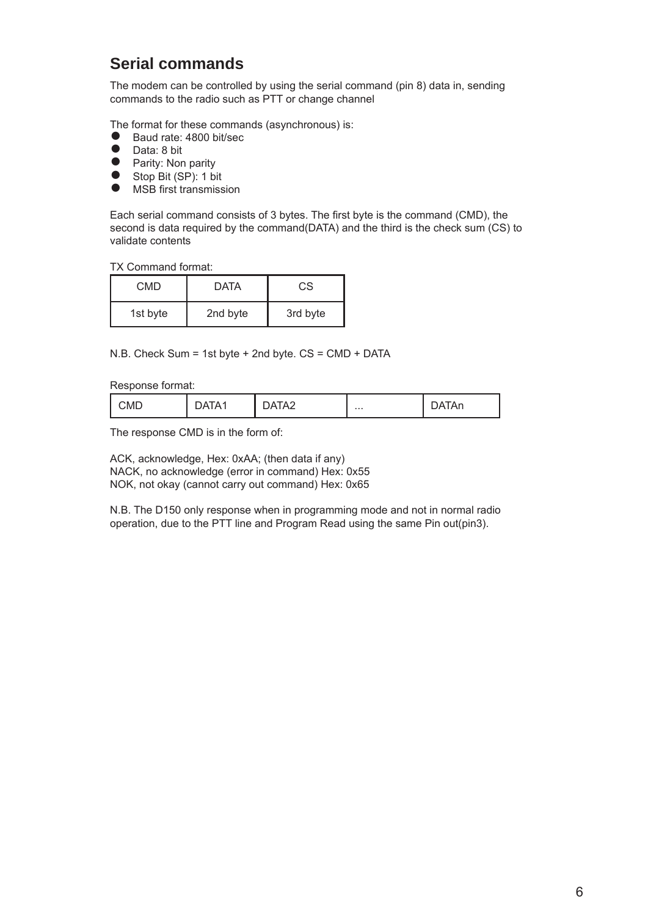## Serial commands

The modem can be controlled by using the serial command (pin 8) data in, sending commands to the radio such as PTT or change channel

The format for these commands (asynchronous) is:

- Baud rate: 4800 bit/sec
- Data: 8 bit
- Parity: Non parity
- Stop Bit (SP): 1 bit
- MSB first transmission

Each serial command consists of 3 bytes. The first byte is the command (CMD), the second is data required by the command(DATA) and the third is the check sum (CS) to validate contents

TX Command format:

| CMD | DATA | CS |
|---|---|---|
| 1st byte | 2nd byte | 3rd byte |

N.B. Check Sum = 1st byte + 2nd byte. CS = CMD + DATA

Response format:

| CMD | DATA1 | DATA2 | ... | DATAn |
|---|---|---|---|---|

The response CMD is in the form of:

ACK, acknowledge, Hex: 0xAA; (then data if any)
NACK, no acknowledge (error in command) Hex: 0x55
NOK, not okay (cannot carry out command) Hex: 0x65

N.B. The D150 only response when in programming mode and not in normal radio operation, due to the PTT line and Program Read using the same Pin out(pin3).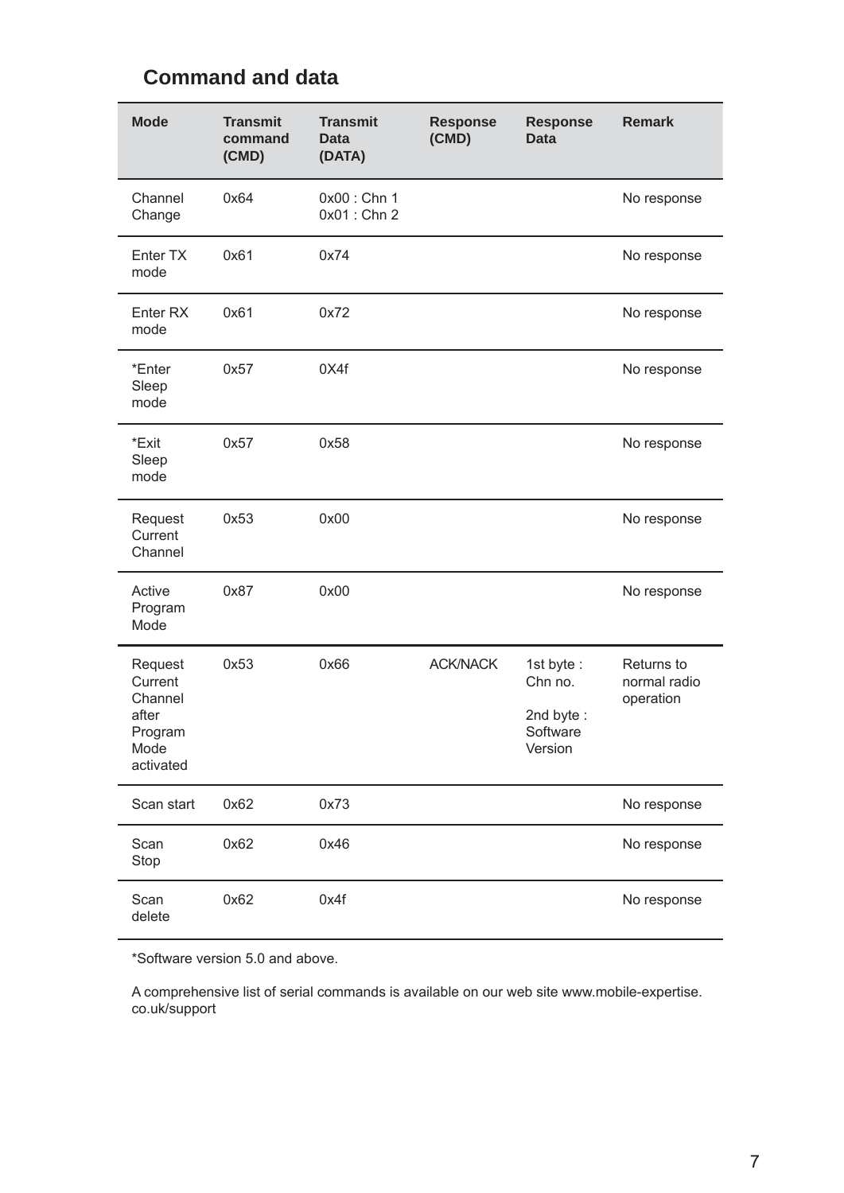## Command and data

| Mode | Transmit command (CMD) | Transmit Data (DATA) | Response (CMD) | Response Data | Remark |
|---|---|---|---|---|---|
| Channel Change | 0x64 | 0x00 : Chn 1<br>0x01 : Chn 2 | | | No response |
| Enter TX mode | 0x61 | 0x74 | | | No response |
| Enter RX mode | 0x61 | 0x72 | | | No response |
| *Enter Sleep mode | 0x57 | 0X4f | | | No response |
| *Exit Sleep mode | 0x57 | 0x58 | | | No response |
| Request Current Channel | 0x53 | 0x00 | | | No response |
| Active Program Mode | 0x87 | 0x00 | | | No response |
| Request Current Channel after Program Mode activated | 0x53 | 0x66 | ACK/NACK | 1st byte : Chn no.<br>2nd byte : Software Version | Returns to normal radio operation |
| Scan start | 0x62 | 0x73 | | | No response |
| Scan Stop | 0x62 | 0x46 | | | No response |
| Scan delete | 0x62 | 0x4f | | | No response |

*Software version 5.0 and above.

A comprehensive list of serial commands is available on our web site www.mobile-expertise.co.uk/support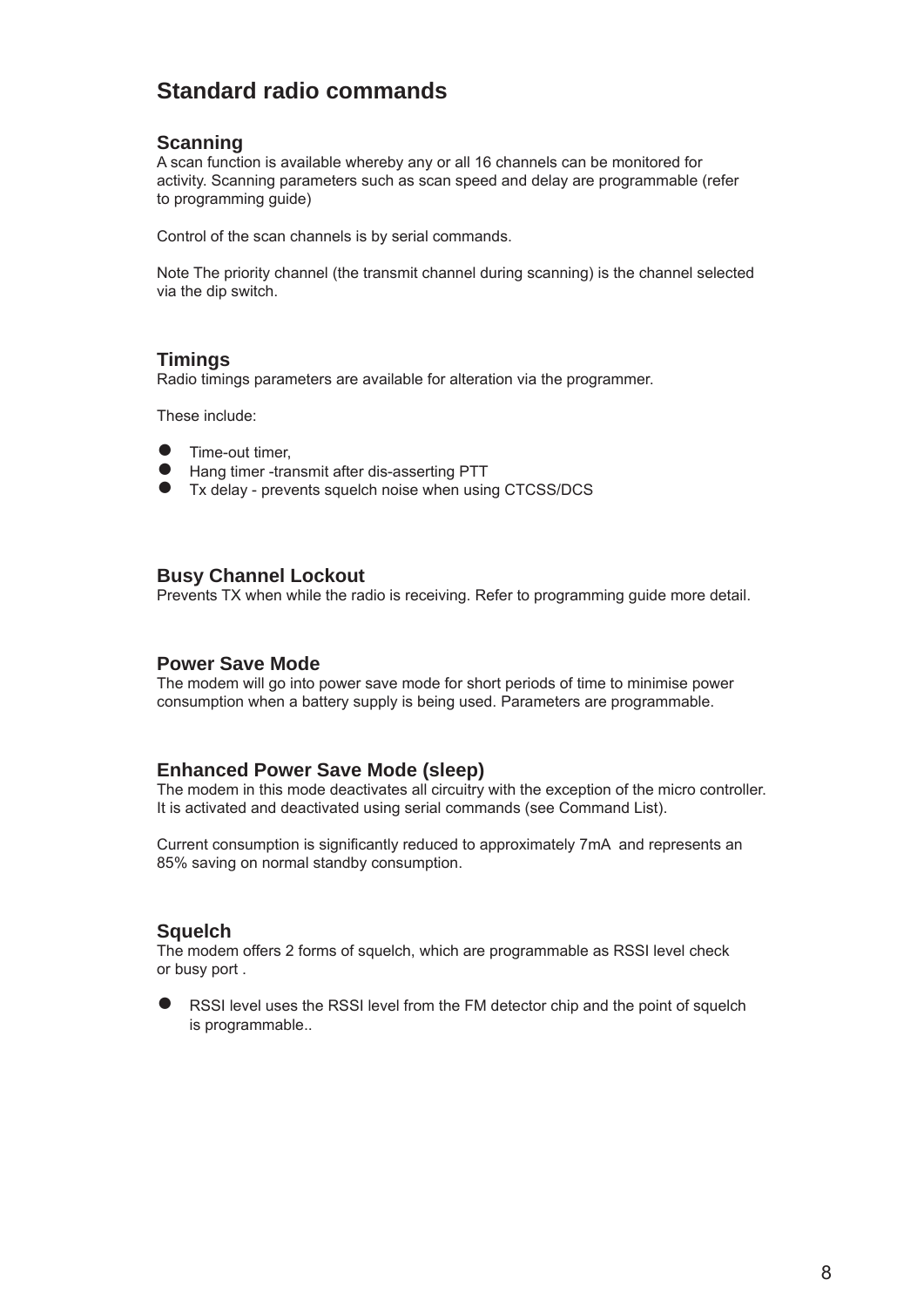# Standard radio commands

## Scanning

A scan function is available whereby any or all 16 channels can be monitored for activity. Scanning parameters such as scan speed and delay are programmable (refer to programming guide)

Control of the scan channels is by serial commands.

Note The priority channel (the transmit channel during scanning) is the channel selected via the dip switch.

## Timings

Radio timings parameters are available for alteration via the programmer.

These include:

- Time-out timer,
- Hang timer -transmit after dis-asserting PTT
- Tx delay - prevents squelch noise when using CTCSS/DCS

## Busy Channel Lockout

Prevents TX when while the radio is receiving. Refer to programming guide more detail.

## Power Save Mode

The modem will go into power save mode for short periods of time to minimise power consumption when a battery supply is being used. Parameters are programmable.

## Enhanced Power Save Mode (sleep)

The modem in this mode deactivates all circuitry with the exception of the micro controller. It is activated and deactivated using serial commands (see Command List).

Current consumption is significantly reduced to approximately 7mA and represents an 85% saving on normal standby consumption.

## Squelch

The modem offers 2 forms of squelch, which are programmable as RSSI level check or busy port .

- RSSI level uses the RSSI level from the FM detector chip and the point of squelch is programmable..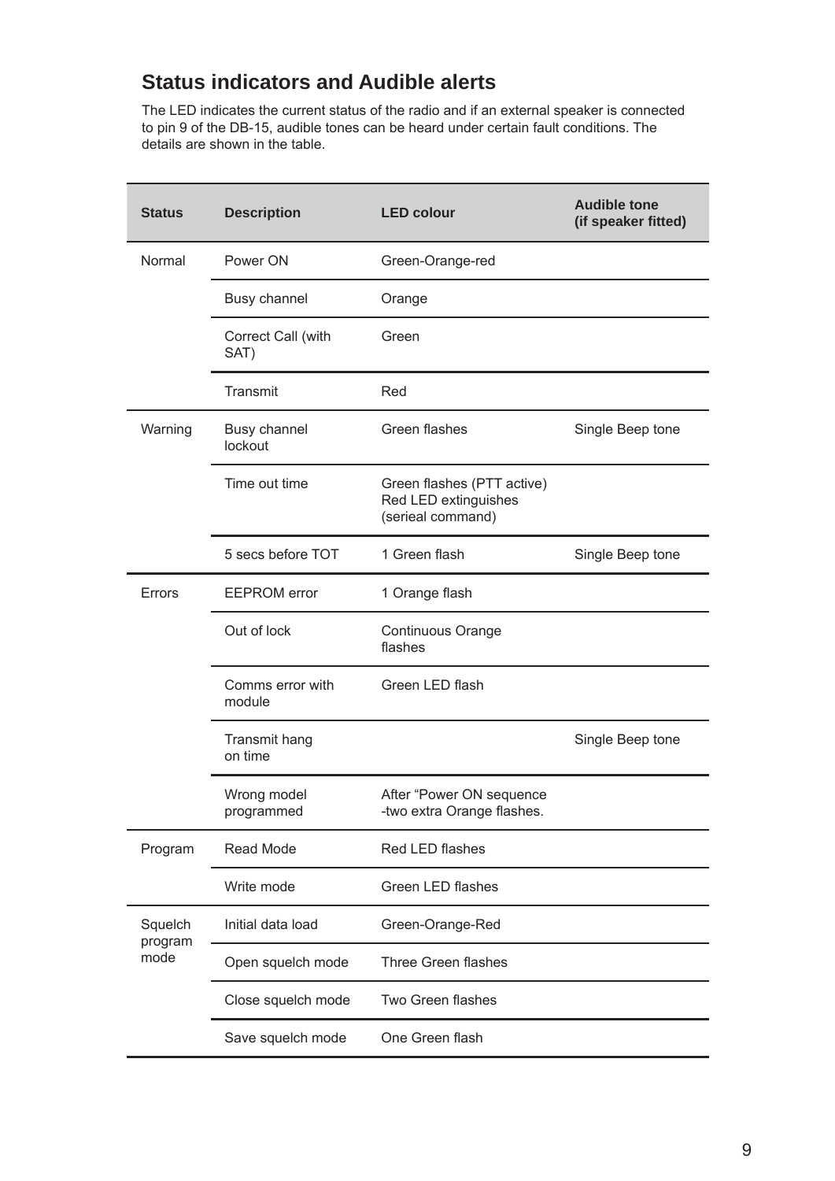## Status indicators and Audible alerts

The LED indicates the current status of the radio and if an external speaker is connected to pin 9 of the DB-15, audible tones can be heard under certain fault conditions. The details are shown in the table.

| Status | Description | LED colour | Audible tone (if speaker fitted) |
|---|---|---|---|
| Normal | Power ON | Green-Orange-red | |
| | Busy channel | Orange | |
| | Correct Call (with SAT) | Green | |
| | Transmit | Red | |
| Warning | Busy channel lockout | Green flashes | Single Beep tone |
| | Time out time | Green flashes (PTT active) Red LED extinguishes (serieal command) | |
| | 5 secs before TOT | 1 Green flash | Single Beep tone |
| Errors | EEPROM error | 1 Orange flash | |
| | Out of lock | Continuous Orange flashes | |
| | Comms error with module | Green LED flash | |
| | Transmit hang on time | | Single Beep tone |
| | Wrong model programmed | After "Power ON sequence -two extra Orange flashes. | |
| Program | Read Mode | Red LED flashes | |
| | Write mode | Green LED flashes | |
| Squelch program mode | Initial data load | Green-Orange-Red | |
| | Open squelch mode | Three Green flashes | |
| | Close squelch mode | Two Green flashes | |
| | Save squelch mode | One Green flash | |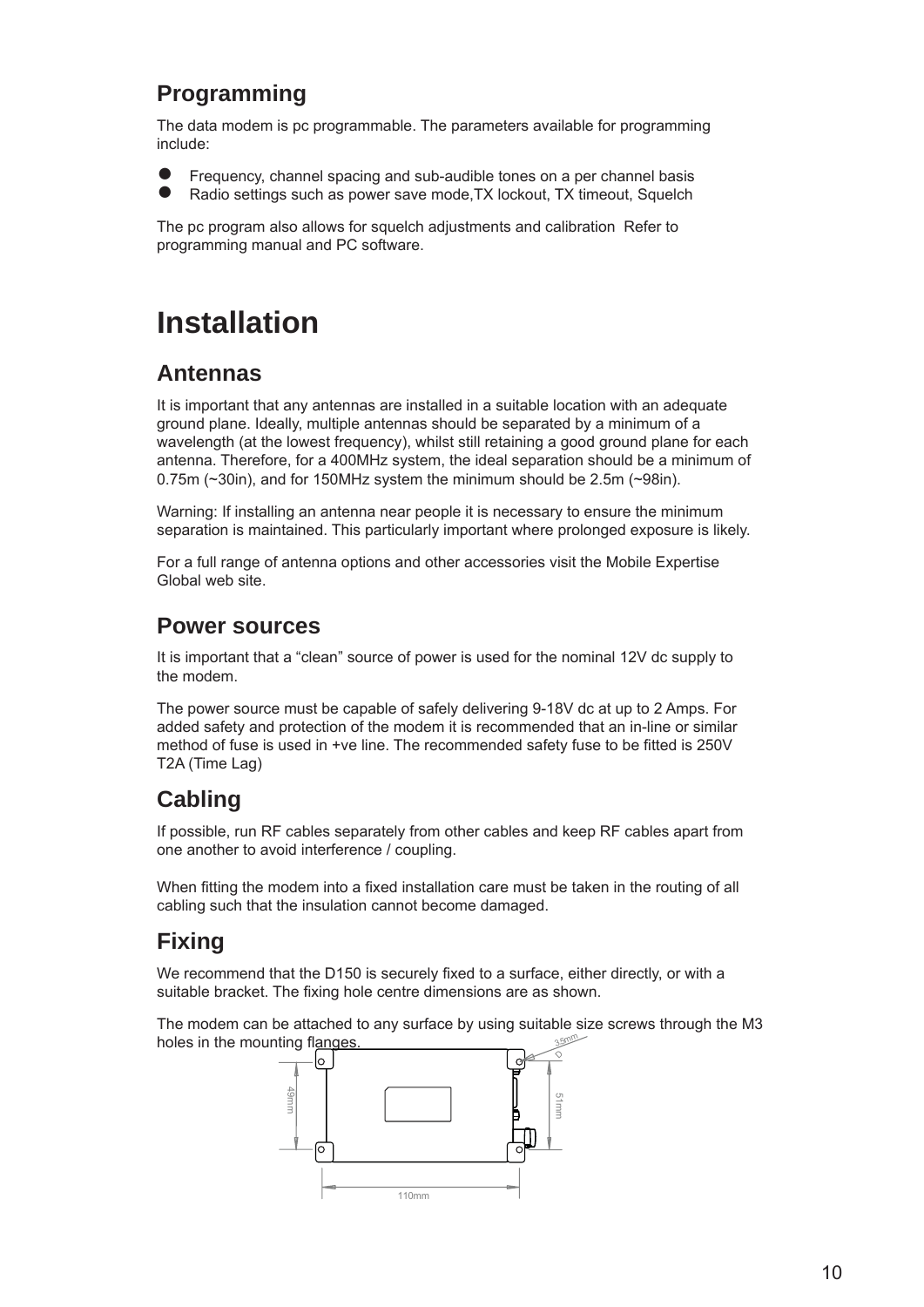## Programming

The data modem is pc programmable. The parameters available for programming include:

- Frequency, channel spacing and sub-audible tones on a per channel basis
- Radio settings such as power save mode,TX lockout, TX timeout, Squelch

The pc program also allows for squelch adjustments and calibration  Refer to programming manual and PC software.

# Installation

## Antennas

It is important that any antennas are installed in a suitable location with an adequate ground plane. Ideally, multiple antennas should be separated by a minimum of a wavelength (at the lowest frequency), whilst still retaining a good ground plane for each antenna. Therefore, for a 400MHz system, the ideal separation should be a minimum of 0.75m (~30in), and for 150MHz system the minimum should be 2.5m (~98in).

Warning: If installing an antenna near people it is necessary to ensure the minimum separation is maintained. This particularly important where prolonged exposure is likely.

For a full range of antenna options and other accessories visit the Mobile Expertise Global web site.

## Power sources

It is important that a “clean” source of power is used for the nominal 12V dc supply to the modem.

The power source must be capable of safely delivering 9-18V dc at up to 2 Amps. For added safety and protection of the modem it is recommended that an in-line or similar method of fuse is used in +ve line. The recommended safety fuse to be fitted is 250V T2A (Time Lag)

## Cabling

If possible, run RF cables separately from other cables and keep RF cables apart from one another to avoid interference / coupling.

When fitting the modem into a fixed installation care must be taken in the routing of all cabling such that the insulation cannot become damaged.

## Fixing

We recommend that the D150 is securely fixed to a surface, either directly, or with a suitable bracket. The fixing hole centre dimensions are as shown.

The modem can be attached to any surface by using suitable size screws through the M3 holes in the mounting flanges.

3.5mm

49mm

51mm

110mm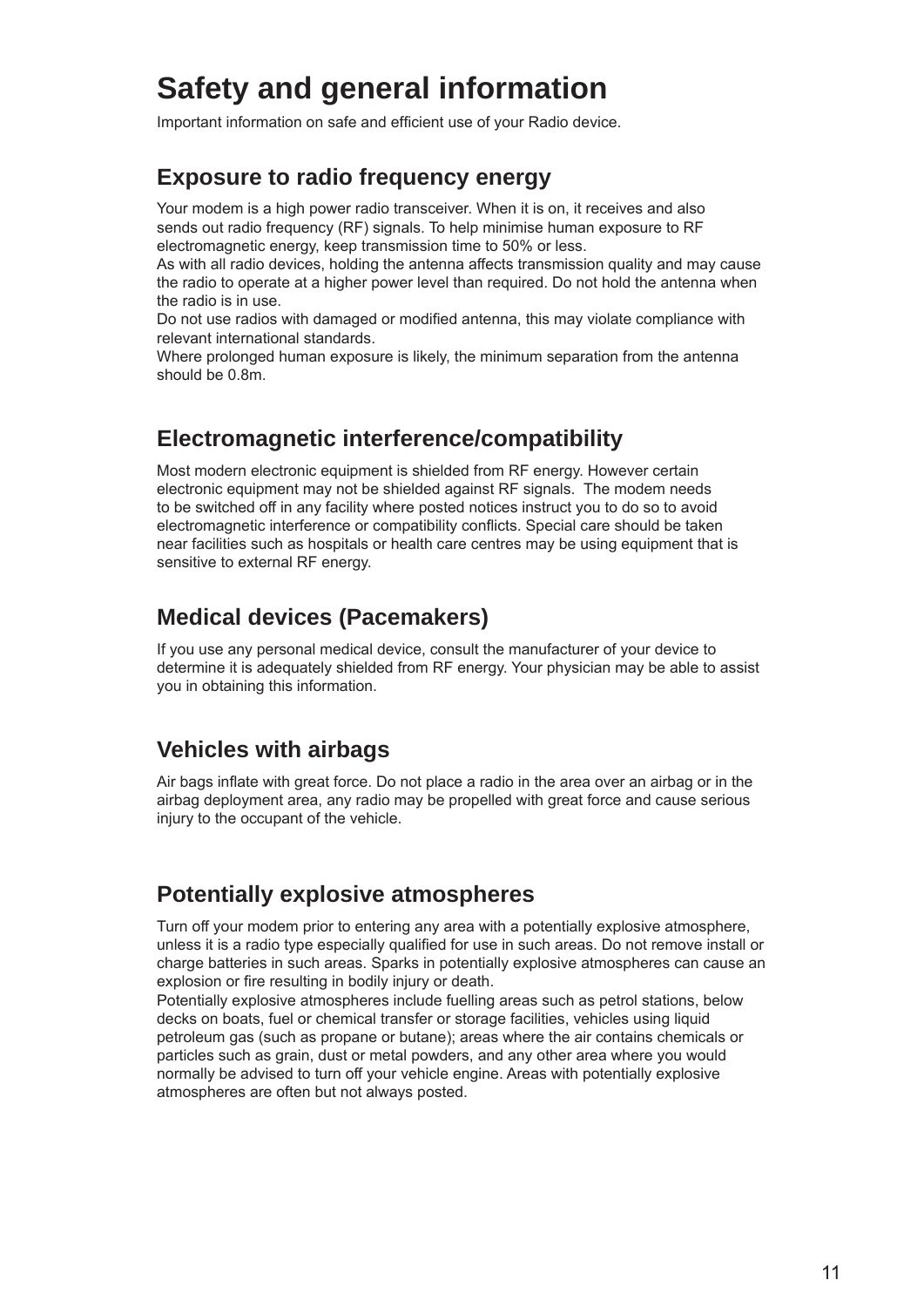# Safety and general information

Important information on safe and efficient use of your Radio device.

## Exposure to radio frequency energy

Your modem is a high power radio transceiver. When it is on, it receives and also sends out radio frequency (RF) signals. To help minimise human exposure to RF electromagnetic energy, keep transmission time to 50% or less.
As with all radio devices, holding the antenna affects transmission quality and may cause the radio to operate at a higher power level than required. Do not hold the antenna when the radio is in use.
Do not use radios with damaged or modified antenna, this may violate compliance with relevant international standards.
Where prolonged human exposure is likely, the minimum separation from the antenna should be 0.8m.

## Electromagnetic interference/compatibility

Most modern electronic equipment is shielded from RF energy. However certain electronic equipment may not be shielded against RF signals. The modem needs to be switched off in any facility where posted notices instruct you to do so to avoid electromagnetic interference or compatibility conflicts. Special care should be taken near facilities such as hospitals or health care centres may be using equipment that is sensitive to external RF energy.

## Medical devices (Pacemakers)

If you use any personal medical device, consult the manufacturer of your device to determine it is adequately shielded from RF energy. Your physician may be able to assist you in obtaining this information.

## Vehicles with airbags

Air bags inflate with great force. Do not place a radio in the area over an airbag or in the airbag deployment area, any radio may be propelled with great force and cause serious injury to the occupant of the vehicle.

## Potentially explosive atmospheres

Turn off your modem prior to entering any area with a potentially explosive atmosphere, unless it is a radio type especially qualified for use in such areas. Do not remove install or charge batteries in such areas. Sparks in potentially explosive atmospheres can cause an explosion or fire resulting in bodily injury or death.
Potentially explosive atmospheres include fuelling areas such as petrol stations, below decks on boats, fuel or chemical transfer or storage facilities, vehicles using liquid petroleum gas (such as propane or butane); areas where the air contains chemicals or particles such as grain, dust or metal powders, and any other area where you would normally be advised to turn off your vehicle engine. Areas with potentially explosive atmospheres are often but not always posted.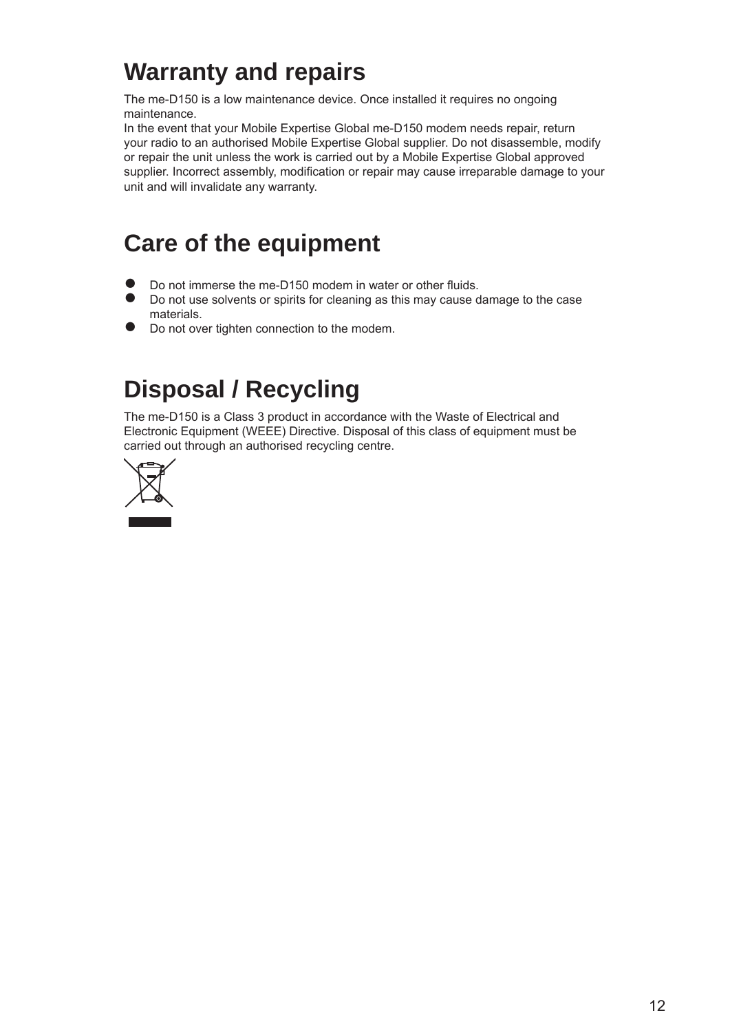# Warranty and repairs

The me-D150 is a low maintenance device. Once installed it requires no ongoing maintenance.
In the event that your Mobile Expertise Global me-D150 modem needs repair, return your radio to an authorised Mobile Expertise Global supplier. Do not disassemble, modify or repair the unit unless the work is carried out by a Mobile Expertise Global approved supplier. Incorrect assembly, modification or repair may cause irreparable damage to your unit and will invalidate any warranty.

# Care of the equipment

- Do not immerse the me-D150 modem in water or other fluids.
- Do not use solvents or spirits for cleaning as this may cause damage to the case materials.
- Do not over tighten connection to the modem.

# Disposal / Recycling

The me-D150 is a Class 3 product in accordance with the Waste of Electrical and Electronic Equipment (WEEE) Directive. Disposal of this class of equipment must be carried out through an authorised recycling centre.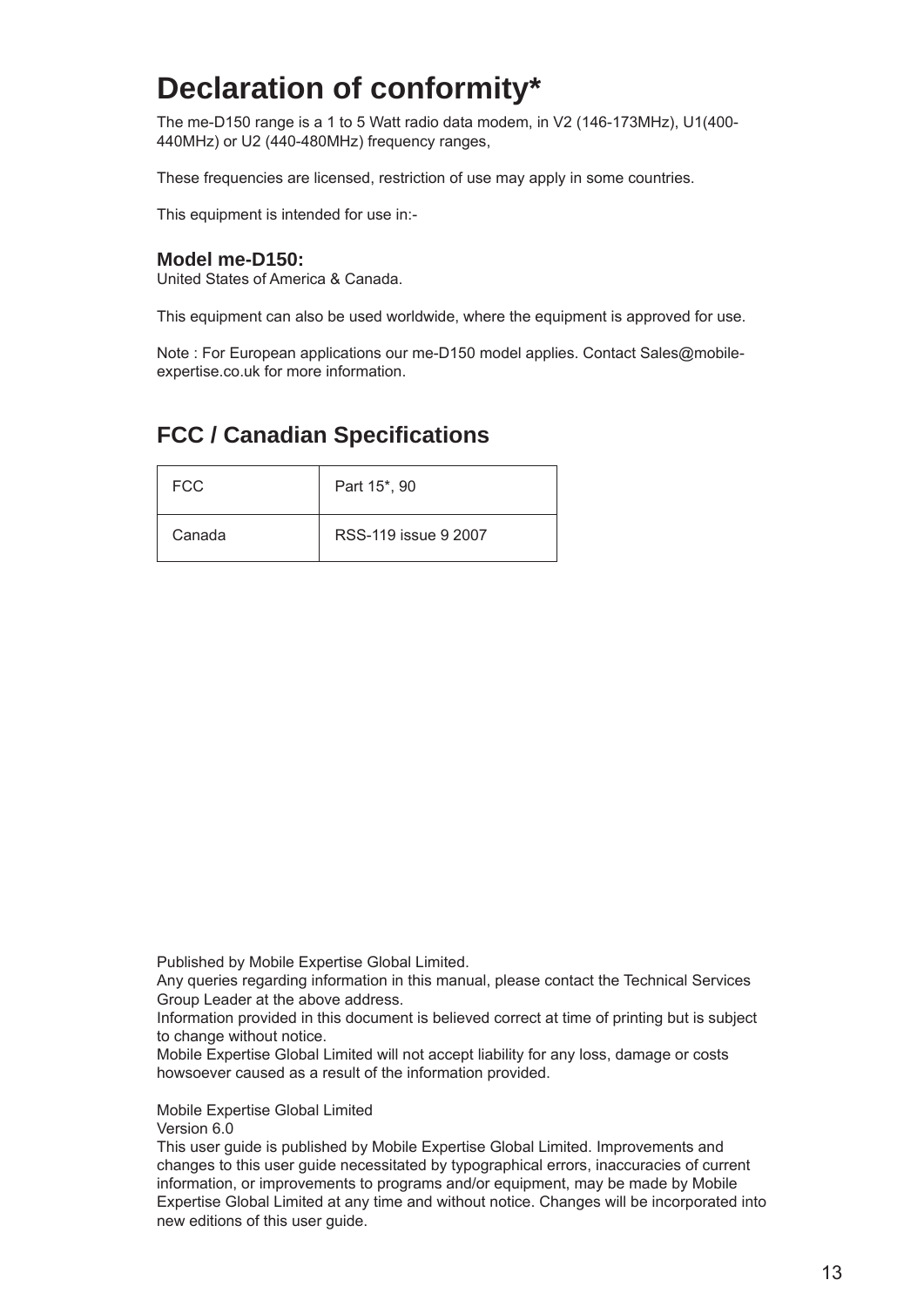# Declaration of conformity*

The me-D150 range is a 1 to 5 Watt radio data modem, in V2 (146-173MHz), U1(400-440MHz) or U2 (440-480MHz) frequency ranges,

These frequencies are licensed, restriction of use may apply in some countries.

This equipment is intended for use in:-

### Model me-D150:

United States of America & Canada.

This equipment can also be used worldwide, where the equipment is approved for use.

Note : For European applications our me-D150 model applies. Contact Sales@mobile-expertise.co.uk for more information.

## FCC / Canadian Specifications

| | |
|---|---|
| FCC | Part 15*, 90 |
| Canada | RSS-119 issue 9 2007 |

Published by Mobile Expertise Global Limited.
Any queries regarding information in this manual, please contact the Technical Services Group Leader at the above address.
Information provided in this document is believed correct at time of printing but is subject to change without notice.
Mobile Expertise Global Limited will not accept liability for any loss, damage or costs howsoever caused as a result of the information provided.

Mobile Expertise Global Limited
Version 6.0
This user guide is published by Mobile Expertise Global Limited. Improvements and changes to this user guide necessitated by typographical errors, inaccuracies of current information, or improvements to programs and/or equipment, may be made by Mobile Expertise Global Limited at any time and without notice. Changes will be incorporated into new editions of this user guide.